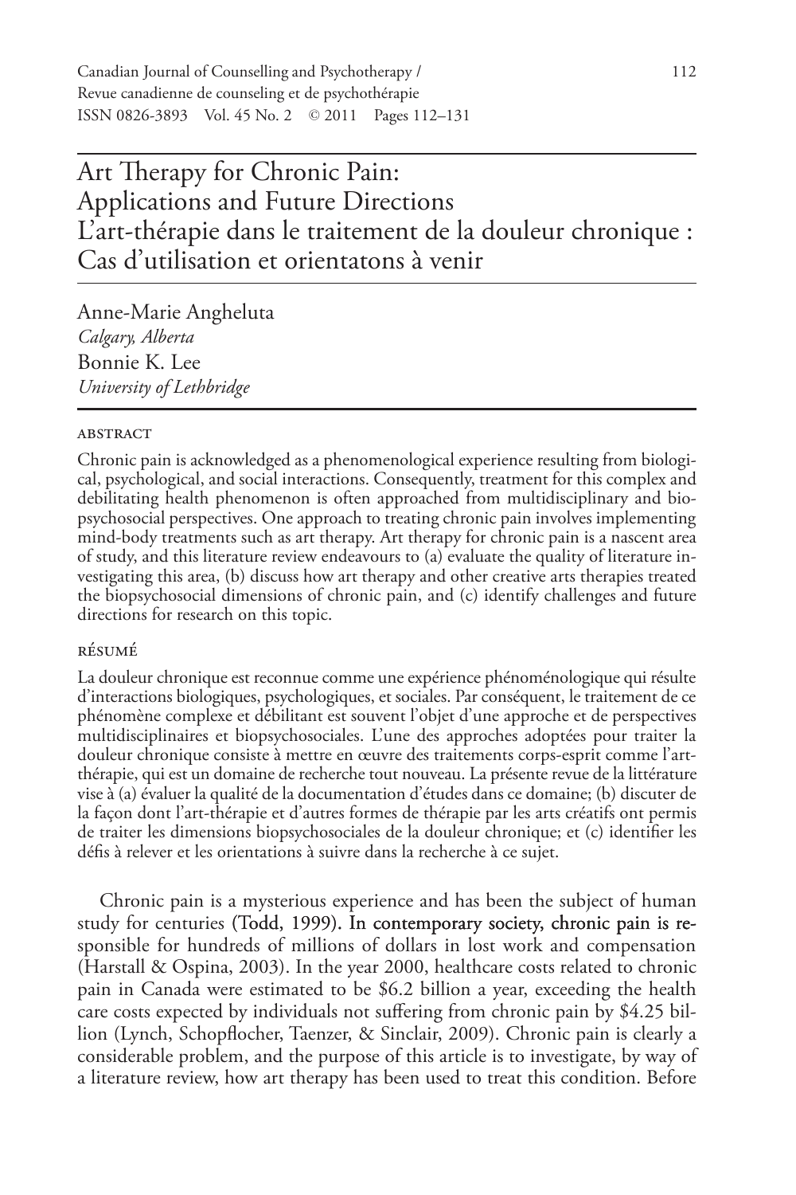# Art Therapy for Chronic Pain: Applications and Future Directions
# L'art-thérapie dans le traitement de la douleur chronique : Cas d'utilisation et orientatons à venir

Anne-Marie Angheluta
*Calgary, Alberta*
Bonnie K. Lee
*University of Lethbridge*

## ABSTRACT

Chronic pain is acknowledged as a phenomenological experience resulting from biological, psychological, and social interactions. Consequently, treatment for this complex and debilitating health phenomenon is often approached from multidisciplinary and biopsychosocial perspectives. One approach to treating chronic pain involves implementing mind-body treatments such as art therapy. Art therapy for chronic pain is a nascent area of study, and this literature review endeavours to (a) evaluate the quality of literature investigating this area, (b) discuss how art therapy and other creative arts therapies treated the biopsychosocial dimensions of chronic pain, and (c) identify challenges and future directions for research on this topic.

## RÉSUMÉ

La douleur chronique est reconnue comme une expérience phénoménologique qui résulte d'interactions biologiques, psychologiques, et sociales. Par conséquent, le traitement de ce phénomène complexe et débilitant est souvent l'objet d'une approche et de perspectives multidisciplinaires et biopsychosociales. L'une des approches adoptées pour traiter la douleur chronique consiste à mettre en œuvre des traitements corps-esprit comme l'art-thérapie, qui est un domaine de recherche tout nouveau. La présente revue de la littérature vise à (a) évaluer la qualité de la documentation d'études dans ce domaine; (b) discuter de la façon dont l'art-thérapie et d'autres formes de thérapie par les arts créatifs ont permis de traiter les dimensions biopsychosociales de la douleur chronique; et (c) identifier les défis à relever et les orientations à suivre dans la recherche à ce sujet.

Chronic pain is a mysterious experience and has been the subject of human study for centuries (Todd, 1999). In contemporary society, chronic pain is responsible for hundreds of millions of dollars in lost work and compensation (Harstall & Ospina, 2003). In the year 2000, healthcare costs related to chronic pain in Canada were estimated to be $6.2 billion a year, exceeding the health care costs expected by individuals not suffering from chronic pain by $4.25 billion (Lynch, Schopflocher, Taenzer, & Sinclair, 2009). Chronic pain is clearly a considerable problem, and the purpose of this article is to investigate, by way of a literature review, how art therapy has been used to treat this condition. Before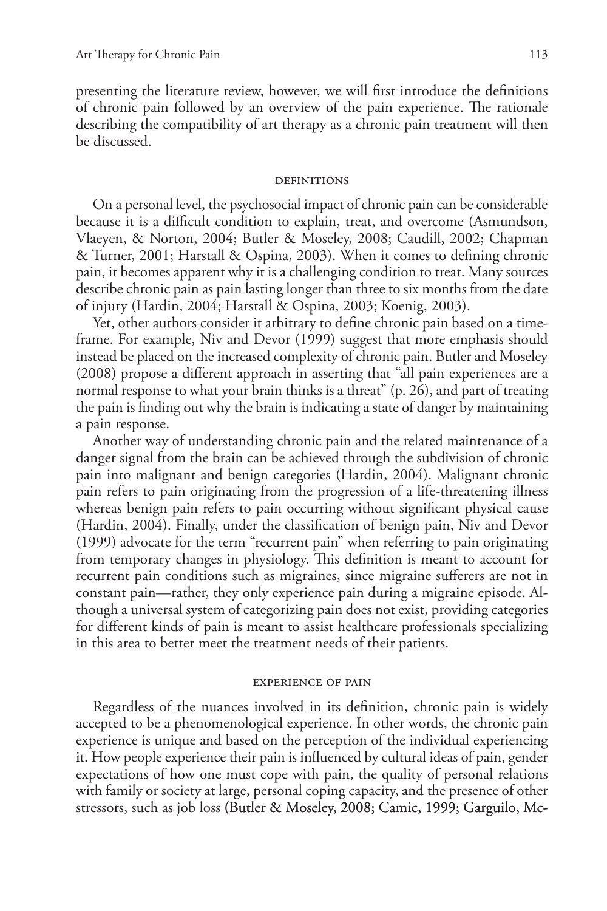presenting the literature review, however, we will first introduce the definitions of chronic pain followed by an overview of the pain experience. The rationale describing the compatibility of art therapy as a chronic pain treatment will then be discussed.

## DEFINITIONS

On a personal level, the psychosocial impact of chronic pain can be considerable because it is a difficult condition to explain, treat, and overcome (Asmundson, Vlaeyen, & Norton, 2004; Butler & Moseley, 2008; Caudill, 2002; Chapman & Turner, 2001; Harstall & Ospina, 2003). When it comes to defining chronic pain, it becomes apparent why it is a challenging condition to treat. Many sources describe chronic pain as pain lasting longer than three to six months from the date of injury (Hardin, 2004; Harstall & Ospina, 2003; Koenig, 2003).

Yet, other authors consider it arbitrary to define chronic pain based on a timeframe. For example, Niv and Devor (1999) suggest that more emphasis should instead be placed on the increased complexity of chronic pain. Butler and Moseley (2008) propose a different approach in asserting that "all pain experiences are a normal response to what your brain thinks is a threat" (p. 26), and part of treating the pain is finding out why the brain is indicating a state of danger by maintaining a pain response.

Another way of understanding chronic pain and the related maintenance of a danger signal from the brain can be achieved through the subdivision of chronic pain into malignant and benign categories (Hardin, 2004). Malignant chronic pain refers to pain originating from the progression of a life-threatening illness whereas benign pain refers to pain occurring without significant physical cause (Hardin, 2004). Finally, under the classification of benign pain, Niv and Devor (1999) advocate for the term "recurrent pain" when referring to pain originating from temporary changes in physiology. This definition is meant to account for recurrent pain conditions such as migraines, since migraine sufferers are not in constant pain—rather, they only experience pain during a migraine episode. Although a universal system of categorizing pain does not exist, providing categories for different kinds of pain is meant to assist healthcare professionals specializing in this area to better meet the treatment needs of their patients.

## EXPERIENCE OF PAIN

Regardless of the nuances involved in its definition, chronic pain is widely accepted to be a phenomenological experience. In other words, the chronic pain experience is unique and based on the perception of the individual experiencing it. How people experience their pain is influenced by cultural ideas of pain, gender expectations of how one must cope with pain, the quality of personal relations with family or society at large, personal coping capacity, and the presence of other stressors, such as job loss (Butler & Moseley, 2008; Camic, 1999; Garguilo, Mc-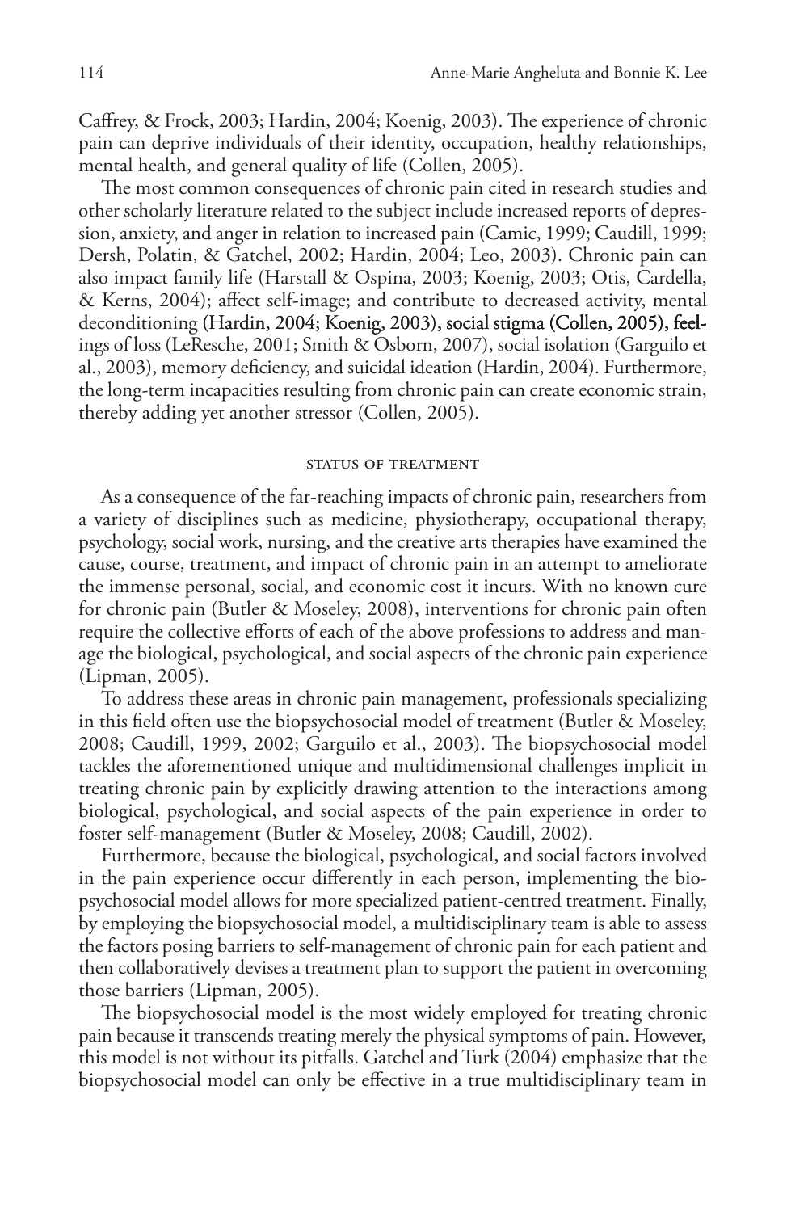Caffrey, & Frock, 2003; Hardin, 2004; Koenig, 2003). The experience of chronic pain can deprive individuals of their identity, occupation, healthy relationships, mental health, and general quality of life (Collen, 2005).

The most common consequences of chronic pain cited in research studies and other scholarly literature related to the subject include increased reports of depression, anxiety, and anger in relation to increased pain (Camic, 1999; Caudill, 1999; Dersh, Polatin, & Gatchel, 2002; Hardin, 2004; Leo, 2003). Chronic pain can also impact family life (Harstall & Ospina, 2003; Koenig, 2003; Otis, Cardella, & Kerns, 2004); affect self-image; and contribute to decreased activity, mental deconditioning (Hardin, 2004; Koenig, 2003), social stigma (Collen, 2005), feelings of loss (LeResche, 2001; Smith & Osborn, 2007), social isolation (Garguilo et al., 2003), memory deficiency, and suicidal ideation (Hardin, 2004). Furthermore, the long-term incapacities resulting from chronic pain can create economic strain, thereby adding yet another stressor (Collen, 2005).

## STATUS OF TREATMENT

As a consequence of the far-reaching impacts of chronic pain, researchers from a variety of disciplines such as medicine, physiotherapy, occupational therapy, psychology, social work, nursing, and the creative arts therapies have examined the cause, course, treatment, and impact of chronic pain in an attempt to ameliorate the immense personal, social, and economic cost it incurs. With no known cure for chronic pain (Butler & Moseley, 2008), interventions for chronic pain often require the collective efforts of each of the above professions to address and manage the biological, psychological, and social aspects of the chronic pain experience (Lipman, 2005).

To address these areas in chronic pain management, professionals specializing in this field often use the biopsychosocial model of treatment (Butler & Moseley, 2008; Caudill, 1999, 2002; Garguilo et al., 2003). The biopsychosocial model tackles the aforementioned unique and multidimensional challenges implicit in treating chronic pain by explicitly drawing attention to the interactions among biological, psychological, and social aspects of the pain experience in order to foster self-management (Butler & Moseley, 2008; Caudill, 2002).

Furthermore, because the biological, psychological, and social factors involved in the pain experience occur differently in each person, implementing the biopsychosocial model allows for more specialized patient-centred treatment. Finally, by employing the biopsychosocial model, a multidisciplinary team is able to assess the factors posing barriers to self-management of chronic pain for each patient and then collaboratively devises a treatment plan to support the patient in overcoming those barriers (Lipman, 2005).

The biopsychosocial model is the most widely employed for treating chronic pain because it transcends treating merely the physical symptoms of pain. However, this model is not without its pitfalls. Gatchel and Turk (2004) emphasize that the biopsychosocial model can only be effective in a true multidisciplinary team in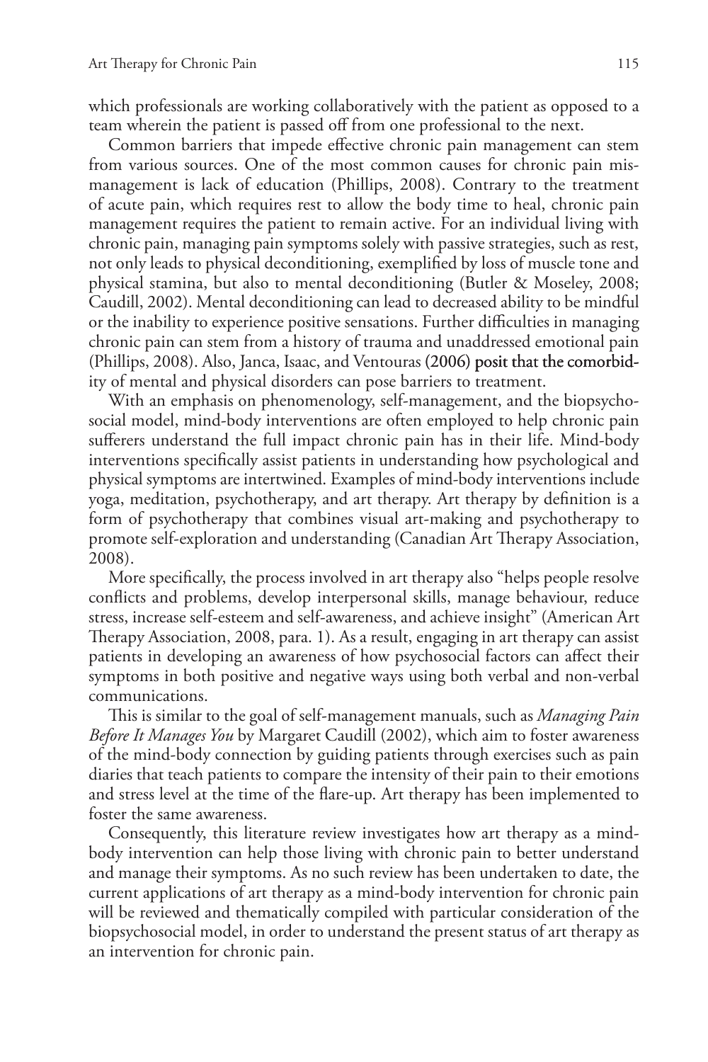which professionals are working collaboratively with the patient as opposed to a team wherein the patient is passed off from one professional to the next.

Common barriers that impede effective chronic pain management can stem from various sources. One of the most common causes for chronic pain mismanagement is lack of education (Phillips, 2008). Contrary to the treatment of acute pain, which requires rest to allow the body time to heal, chronic pain management requires the patient to remain active. For an individual living with chronic pain, managing pain symptoms solely with passive strategies, such as rest, not only leads to physical deconditioning, exemplified by loss of muscle tone and physical stamina, but also to mental deconditioning (Butler & Moseley, 2008; Caudill, 2002). Mental deconditioning can lead to decreased ability to be mindful or the inability to experience positive sensations. Further difficulties in managing chronic pain can stem from a history of trauma and unaddressed emotional pain (Phillips, 2008). Also, Janca, Isaac, and Ventouras (2006) posit that the comorbidity of mental and physical disorders can pose barriers to treatment.

With an emphasis on phenomenology, self-management, and the biopsychosocial model, mind-body interventions are often employed to help chronic pain sufferers understand the full impact chronic pain has in their life. Mind-body interventions specifically assist patients in understanding how psychological and physical symptoms are intertwined. Examples of mind-body interventions include yoga, meditation, psychotherapy, and art therapy. Art therapy by definition is a form of psychotherapy that combines visual art-making and psychotherapy to promote self-exploration and understanding (Canadian Art Therapy Association, 2008).

More specifically, the process involved in art therapy also "helps people resolve conflicts and problems, develop interpersonal skills, manage behaviour, reduce stress, increase self-esteem and self-awareness, and achieve insight" (American Art Therapy Association, 2008, para. 1). As a result, engaging in art therapy can assist patients in developing an awareness of how psychosocial factors can affect their symptoms in both positive and negative ways using both verbal and non-verbal communications.

This is similar to the goal of self-management manuals, such as *Managing Pain Before It Manages You* by Margaret Caudill (2002), which aim to foster awareness of the mind-body connection by guiding patients through exercises such as pain diaries that teach patients to compare the intensity of their pain to their emotions and stress level at the time of the flare-up. Art therapy has been implemented to foster the same awareness.

Consequently, this literature review investigates how art therapy as a mind-body intervention can help those living with chronic pain to better understand and manage their symptoms. As no such review has been undertaken to date, the current applications of art therapy as a mind-body intervention for chronic pain will be reviewed and thematically compiled with particular consideration of the biopsychosocial model, in order to understand the present status of art therapy as an intervention for chronic pain.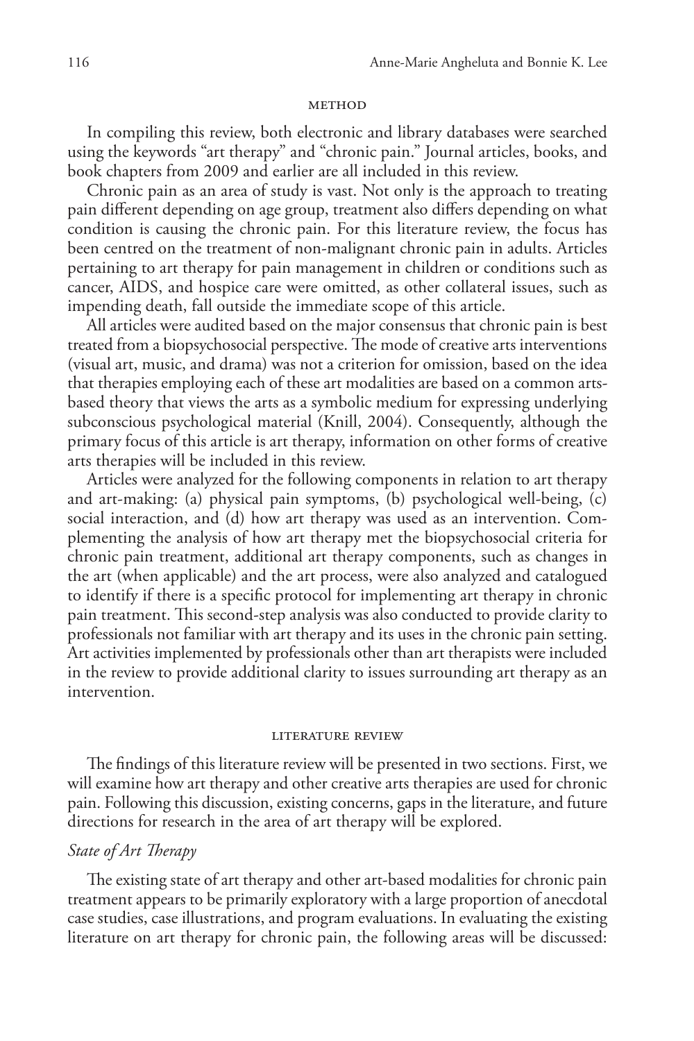## METHOD

In compiling this review, both electronic and library databases were searched using the keywords "art therapy" and "chronic pain." Journal articles, books, and book chapters from 2009 and earlier are all included in this review.

Chronic pain as an area of study is vast. Not only is the approach to treating pain different depending on age group, treatment also differs depending on what condition is causing the chronic pain. For this literature review, the focus has been centred on the treatment of non-malignant chronic pain in adults. Articles pertaining to art therapy for pain management in children or conditions such as cancer, AIDS, and hospice care were omitted, as other collateral issues, such as impending death, fall outside the immediate scope of this article.

All articles were audited based on the major consensus that chronic pain is best treated from a biopsychosocial perspective. The mode of creative arts interventions (visual art, music, and drama) was not a criterion for omission, based on the idea that therapies employing each of these art modalities are based on a common arts-based theory that views the arts as a symbolic medium for expressing underlying subconscious psychological material (Knill, 2004). Consequently, although the primary focus of this article is art therapy, information on other forms of creative arts therapies will be included in this review.

Articles were analyzed for the following components in relation to art therapy and art-making: (a) physical pain symptoms, (b) psychological well-being, (c) social interaction, and (d) how art therapy was used as an intervention. Complementing the analysis of how art therapy met the biopsychosocial criteria for chronic pain treatment, additional art therapy components, such as changes in the art (when applicable) and the art process, were also analyzed and catalogued to identify if there is a specific protocol for implementing art therapy in chronic pain treatment. This second-step analysis was also conducted to provide clarity to professionals not familiar with art therapy and its uses in the chronic pain setting. Art activities implemented by professionals other than art therapists were included in the review to provide additional clarity to issues surrounding art therapy as an intervention.

## LITERATURE REVIEW

The findings of this literature review will be presented in two sections. First, we will examine how art therapy and other creative arts therapies are used for chronic pain. Following this discussion, existing concerns, gaps in the literature, and future directions for research in the area of art therapy will be explored.

### *State of Art Therapy*

The existing state of art therapy and other art-based modalities for chronic pain treatment appears to be primarily exploratory with a large proportion of anecdotal case studies, case illustrations, and program evaluations. In evaluating the existing literature on art therapy for chronic pain, the following areas will be discussed: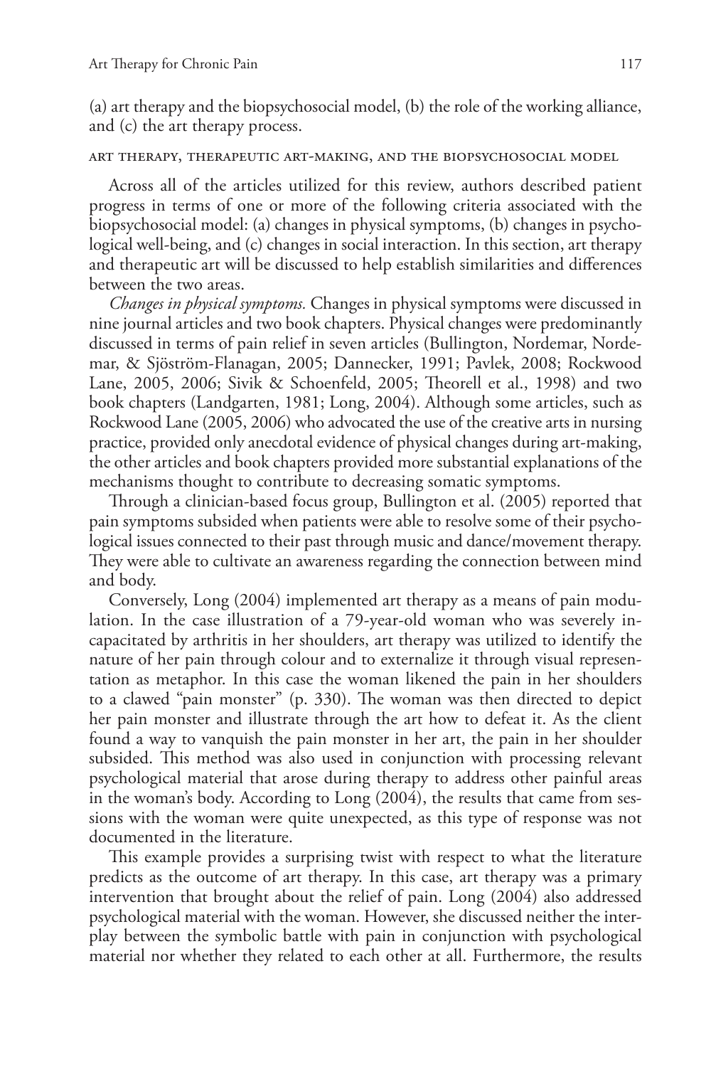(a) art therapy and the biopsychosocial model, (b) the role of the working alliance, and (c) the art therapy process.

### Art Therapy, Therapeutic Art-Making, and the Biopsychosocial Model

Across all of the articles utilized for this review, authors described patient progress in terms of one or more of the following criteria associated with the biopsychosocial model: (a) changes in physical symptoms, (b) changes in psychological well-being, and (c) changes in social interaction. In this section, art therapy and therapeutic art will be discussed to help establish similarities and differences between the two areas.

*Changes in physical symptoms.* Changes in physical symptoms were discussed in nine journal articles and two book chapters. Physical changes were predominantly discussed in terms of pain relief in seven articles (Bullington, Nordemar, Nordemar, & Sjöström-Flanagan, 2005; Dannecker, 1991; Pavlek, 2008; Rockwood Lane, 2005, 2006; Sivik & Schoenfeld, 2005; Theorell et al., 1998) and two book chapters (Landgarten, 1981; Long, 2004). Although some articles, such as Rockwood Lane (2005, 2006) who advocated the use of the creative arts in nursing practice, provided only anecdotal evidence of physical changes during art-making, the other articles and book chapters provided more substantial explanations of the mechanisms thought to contribute to decreasing somatic symptoms.

Through a clinician-based focus group, Bullington et al. (2005) reported that pain symptoms subsided when patients were able to resolve some of their psychological issues connected to their past through music and dance/movement therapy. They were able to cultivate an awareness regarding the connection between mind and body.

Conversely, Long (2004) implemented art therapy as a means of pain modulation. In the case illustration of a 79-year-old woman who was severely incapacitated by arthritis in her shoulders, art therapy was utilized to identify the nature of her pain through colour and to externalize it through visual representation as metaphor. In this case the woman likened the pain in her shoulders to a clawed "pain monster" (p. 330). The woman was then directed to depict her pain monster and illustrate through the art how to defeat it. As the client found a way to vanquish the pain monster in her art, the pain in her shoulder subsided. This method was also used in conjunction with processing relevant psychological material that arose during therapy to address other painful areas in the woman's body. According to Long (2004), the results that came from sessions with the woman were quite unexpected, as this type of response was not documented in the literature.

This example provides a surprising twist with respect to what the literature predicts as the outcome of art therapy. In this case, art therapy was a primary intervention that brought about the relief of pain. Long (2004) also addressed psychological material with the woman. However, she discussed neither the interplay between the symbolic battle with pain in conjunction with psychological material nor whether they related to each other at all. Furthermore, the results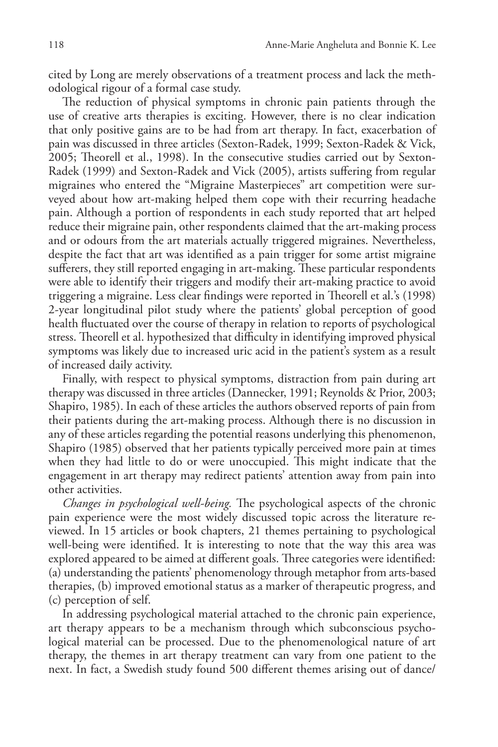cited by Long are merely observations of a treatment process and lack the methodological rigour of a formal case study.

The reduction of physical symptoms in chronic pain patients through the use of creative arts therapies is exciting. However, there is no clear indication that only positive gains are to be had from art therapy. In fact, exacerbation of pain was discussed in three articles (Sexton-Radek, 1999; Sexton-Radek & Vick, 2005; Theorell et al., 1998). In the consecutive studies carried out by Sexton-Radek (1999) and Sexton-Radek and Vick (2005), artists suffering from regular migraines who entered the "Migraine Masterpieces" art competition were surveyed about how art-making helped them cope with their recurring headache pain. Although a portion of respondents in each study reported that art helped reduce their migraine pain, other respondents claimed that the art-making process and or odours from the art materials actually triggered migraines. Nevertheless, despite the fact that art was identified as a pain trigger for some artist migraine sufferers, they still reported engaging in art-making. These particular respondents were able to identify their triggers and modify their art-making practice to avoid triggering a migraine. Less clear findings were reported in Theorell et al.'s (1998) 2-year longitudinal pilot study where the patients' global perception of good health fluctuated over the course of therapy in relation to reports of psychological stress. Theorell et al. hypothesized that difficulty in identifying improved physical symptoms was likely due to increased uric acid in the patient's system as a result of increased daily activity.

Finally, with respect to physical symptoms, distraction from pain during art therapy was discussed in three articles (Dannecker, 1991; Reynolds & Prior, 2003; Shapiro, 1985). In each of these articles the authors observed reports of pain from their patients during the art-making process. Although there is no discussion in any of these articles regarding the potential reasons underlying this phenomenon, Shapiro (1985) observed that her patients typically perceived more pain at times when they had little to do or were unoccupied. This might indicate that the engagement in art therapy may redirect patients' attention away from pain into other activities.

*Changes in psychological well-being.* The psychological aspects of the chronic pain experience were the most widely discussed topic across the literature reviewed. In 15 articles or book chapters, 21 themes pertaining to psychological well-being were identified. It is interesting to note that the way this area was explored appeared to be aimed at different goals. Three categories were identified: (a) understanding the patients' phenomenology through metaphor from arts-based therapies, (b) improved emotional status as a marker of therapeutic progress, and (c) perception of self.

In addressing psychological material attached to the chronic pain experience, art therapy appears to be a mechanism through which subconscious psychological material can be processed. Due to the phenomenological nature of art therapy, the themes in art therapy treatment can vary from one patient to the next. In fact, a Swedish study found 500 different themes arising out of dance/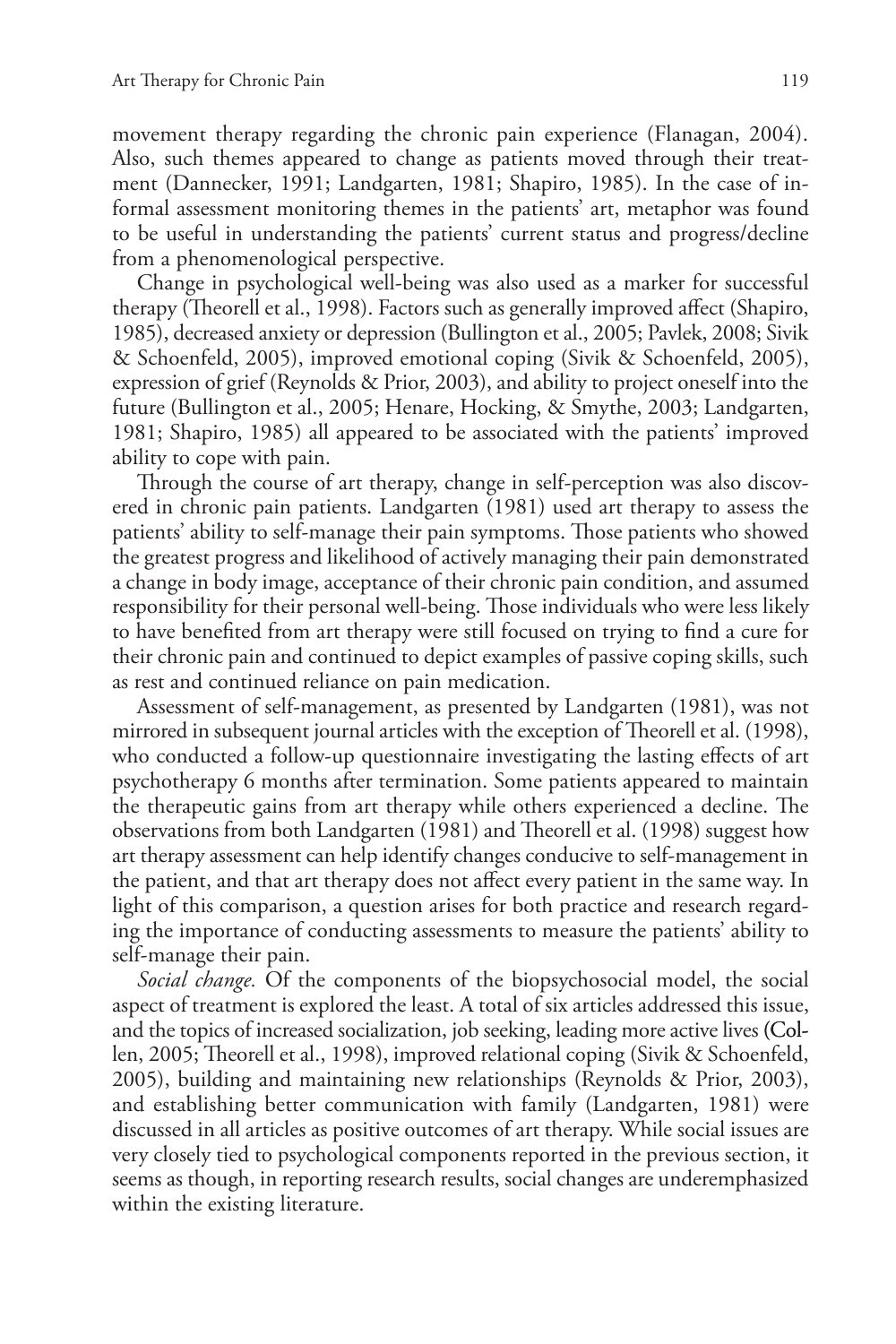movement therapy regarding the chronic pain experience (Flanagan, 2004). Also, such themes appeared to change as patients moved through their treatment (Dannecker, 1991; Landgarten, 1981; Shapiro, 1985). In the case of informal assessment monitoring themes in the patients' art, metaphor was found to be useful in understanding the patients' current status and progress/decline from a phenomenological perspective.

Change in psychological well-being was also used as a marker for successful therapy (Theorell et al., 1998). Factors such as generally improved affect (Shapiro, 1985), decreased anxiety or depression (Bullington et al., 2005; Pavlek, 2008; Sivik & Schoenfeld, 2005), improved emotional coping (Sivik & Schoenfeld, 2005), expression of grief (Reynolds & Prior, 2003), and ability to project oneself into the future (Bullington et al., 2005; Henare, Hocking, & Smythe, 2003; Landgarten, 1981; Shapiro, 1985) all appeared to be associated with the patients' improved ability to cope with pain.

Through the course of art therapy, change in self-perception was also discovered in chronic pain patients. Landgarten (1981) used art therapy to assess the patients' ability to self-manage their pain symptoms. Those patients who showed the greatest progress and likelihood of actively managing their pain demonstrated a change in body image, acceptance of their chronic pain condition, and assumed responsibility for their personal well-being. Those individuals who were less likely to have benefited from art therapy were still focused on trying to find a cure for their chronic pain and continued to depict examples of passive coping skills, such as rest and continued reliance on pain medication.

Assessment of self-management, as presented by Landgarten (1981), was not mirrored in subsequent journal articles with the exception of Theorell et al. (1998), who conducted a follow-up questionnaire investigating the lasting effects of art psychotherapy 6 months after termination. Some patients appeared to maintain the therapeutic gains from art therapy while others experienced a decline. The observations from both Landgarten (1981) and Theorell et al. (1998) suggest how art therapy assessment can help identify changes conducive to self-management in the patient, and that art therapy does not affect every patient in the same way. In light of this comparison, a question arises for both practice and research regarding the importance of conducting assessments to measure the patients' ability to self-manage their pain.

*Social change.* Of the components of the biopsychosocial model, the social aspect of treatment is explored the least. A total of six articles addressed this issue, and the topics of increased socialization, job seeking, leading more active lives (Collen, 2005; Theorell et al., 1998), improved relational coping (Sivik & Schoenfeld, 2005), building and maintaining new relationships (Reynolds & Prior, 2003), and establishing better communication with family (Landgarten, 1981) were discussed in all articles as positive outcomes of art therapy. While social issues are very closely tied to psychological components reported in the previous section, it seems as though, in reporting research results, social changes are underemphasized within the existing literature.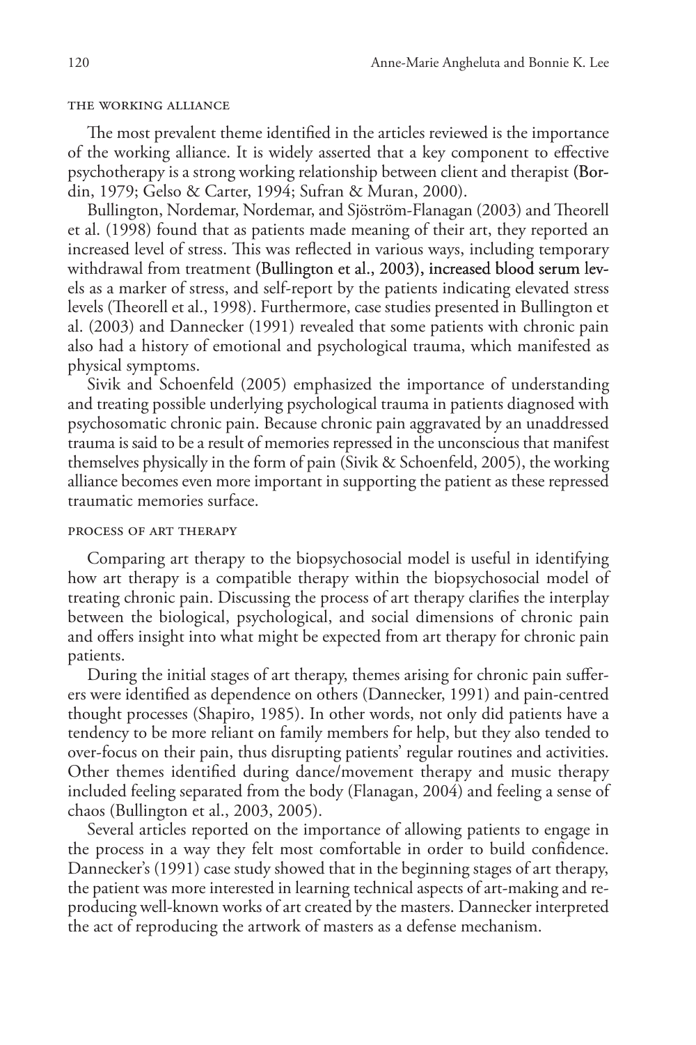### the working alliance

The most prevalent theme identified in the articles reviewed is the importance of the working alliance. It is widely asserted that a key component to effective psychotherapy is a strong working relationship between client and therapist (Bordin, 1979; Gelso & Carter, 1994; Sufran & Muran, 2000).

Bullington, Nordemar, Nordemar, and Sjöström-Flanagan (2003) and Theorell et al. (1998) found that as patients made meaning of their art, they reported an increased level of stress. This was reflected in various ways, including temporary withdrawal from treatment (Bullington et al., 2003), increased blood serum levels as a marker of stress, and self-report by the patients indicating elevated stress levels (Theorell et al., 1998). Furthermore, case studies presented in Bullington et al. (2003) and Dannecker (1991) revealed that some patients with chronic pain also had a history of emotional and psychological trauma, which manifested as physical symptoms.

Sivik and Schoenfeld (2005) emphasized the importance of understanding and treating possible underlying psychological trauma in patients diagnosed with psychosomatic chronic pain. Because chronic pain aggravated by an unaddressed trauma is said to be a result of memories repressed in the unconscious that manifest themselves physically in the form of pain (Sivik & Schoenfeld, 2005), the working alliance becomes even more important in supporting the patient as these repressed traumatic memories surface.

### process of art therapy

Comparing art therapy to the biopsychosocial model is useful in identifying how art therapy is a compatible therapy within the biopsychosocial model of treating chronic pain. Discussing the process of art therapy clarifies the interplay between the biological, psychological, and social dimensions of chronic pain and offers insight into what might be expected from art therapy for chronic pain patients.

During the initial stages of art therapy, themes arising for chronic pain sufferers were identified as dependence on others (Dannecker, 1991) and pain-centred thought processes (Shapiro, 1985). In other words, not only did patients have a tendency to be more reliant on family members for help, but they also tended to over-focus on their pain, thus disrupting patients' regular routines and activities. Other themes identified during dance/movement therapy and music therapy included feeling separated from the body (Flanagan, 2004) and feeling a sense of chaos (Bullington et al., 2003, 2005).

Several articles reported on the importance of allowing patients to engage in the process in a way they felt most comfortable in order to build confidence. Dannecker's (1991) case study showed that in the beginning stages of art therapy, the patient was more interested in learning technical aspects of art-making and reproducing well-known works of art created by the masters. Dannecker interpreted the act of reproducing the artwork of masters as a defense mechanism.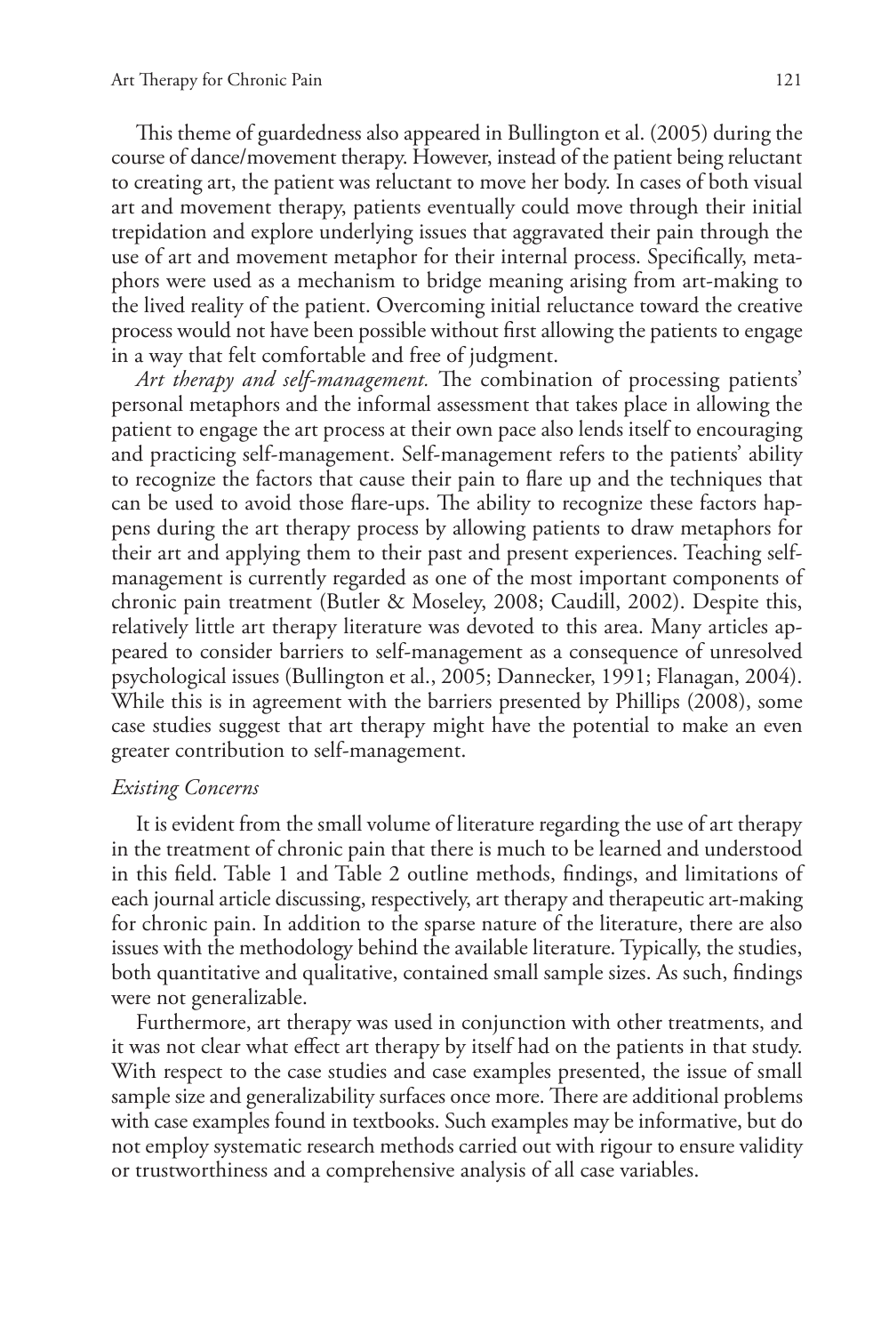This theme of guardedness also appeared in Bullington et al. (2005) during the course of dance/movement therapy. However, instead of the patient being reluctant to creating art, the patient was reluctant to move her body. In cases of both visual art and movement therapy, patients eventually could move through their initial trepidation and explore underlying issues that aggravated their pain through the use of art and movement metaphor for their internal process. Specifically, metaphors were used as a mechanism to bridge meaning arising from art-making to the lived reality of the patient. Overcoming initial reluctance toward the creative process would not have been possible without first allowing the patients to engage in a way that felt comfortable and free of judgment.

*Art therapy and self-management.* The combination of processing patients' personal metaphors and the informal assessment that takes place in allowing the patient to engage the art process at their own pace also lends itself to encouraging and practicing self-management. Self-management refers to the patients' ability to recognize the factors that cause their pain to flare up and the techniques that can be used to avoid those flare-ups. The ability to recognize these factors happens during the art therapy process by allowing patients to draw metaphors for their art and applying them to their past and present experiences. Teaching self-management is currently regarded as one of the most important components of chronic pain treatment (Butler & Moseley, 2008; Caudill, 2002). Despite this, relatively little art therapy literature was devoted to this area. Many articles appeared to consider barriers to self-management as a consequence of unresolved psychological issues (Bullington et al., 2005; Dannecker, 1991; Flanagan, 2004). While this is in agreement with the barriers presented by Phillips (2008), some case studies suggest that art therapy might have the potential to make an even greater contribution to self-management.

*Existing Concerns*

It is evident from the small volume of literature regarding the use of art therapy in the treatment of chronic pain that there is much to be learned and understood in this field. Table 1 and Table 2 outline methods, findings, and limitations of each journal article discussing, respectively, art therapy and therapeutic art-making for chronic pain. In addition to the sparse nature of the literature, there are also issues with the methodology behind the available literature. Typically, the studies, both quantitative and qualitative, contained small sample sizes. As such, findings were not generalizable.

Furthermore, art therapy was used in conjunction with other treatments, and it was not clear what effect art therapy by itself had on the patients in that study. With respect to the case studies and case examples presented, the issue of small sample size and generalizability surfaces once more. There are additional problems with case examples found in textbooks. Such examples may be informative, but do not employ systematic research methods carried out with rigour to ensure validity or trustworthiness and a comprehensive analysis of all case variables.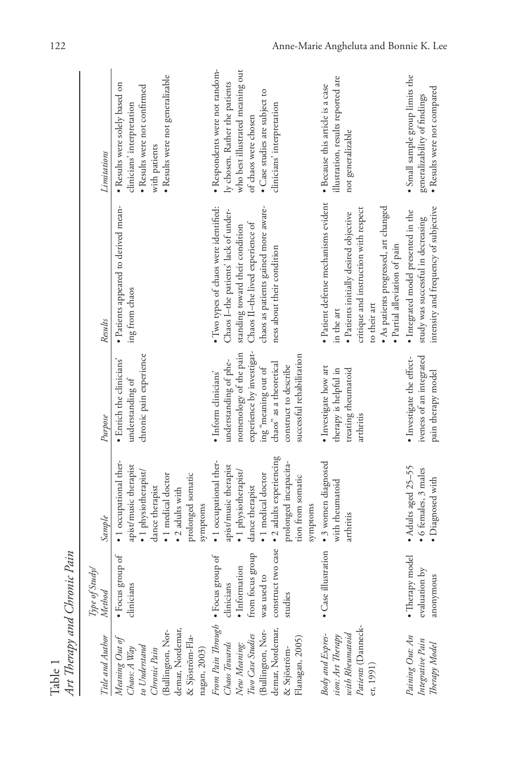Table 1

*Art Therapy and Chronic Pain*

| Title and Author | Type of Study/ Method | Sample | Purpose | Results | Limitations |
|---|---|---|---|---|---|
| *Meaning Out of Chaos: A Way to Understand Chronic Pain* (Bullington, Nordemar, Nordemar, & Sjöström-Flanagan, 2003) | • Focus group of clinicians | • 1 occupational therapist/music therapist<br>• 1 physiotherapist/dance therapist<br>• 1 medical doctor<br>• 2 adults with prolonged somatic symptoms | • Enrich the clinicians' understanding of chronic pain experience | • Patients appeared to derived meaning from chaos | • Results were solely based on clinicians' interpretation<br>• Results were not confirmed with patients<br>• Results were not generalizable |
| *From Pain Through Chaos Towards New Meaning: Two Case Studies* (Bullington, Nordemar, Nordemar, & Sjöström-Flanagan, 2005) | • Focus group of clinicians<br>• Information from focus group was used to construct two case studies | • 1 occupational therapist/music therapist<br>• 1 physiotherapist/dance therapist<br>• 1 medical doctor<br>• 2 adults experiencing prolonged incapacitation from somatic symptoms | • Inform clinicians' understanding of phenomenology of the pain experience by investigating "meaning out of chaos" as a theoretical construct to describe successful rehabilitation | • Two types of chaos were identified: Chaos I–the patients' lack of understanding toward their condition Chaos II–the lived experience of chaos as patients gained more awareness about their condition | • Respondents were not randomly chosen. Rather the patients who best illustrated meaning out of chaos were chosen<br>• Case studies are subject to clinicians' interpretation |
| *Body and Expression: Art Therapy with Rheumatoid Patients* (Dannecker, 1991) | • Case illustration | • 3 women diagnosed with rheumatoid arthritis | • Investigate how art therapy is helpful in treating rheumatoid arthritis | • Patient defense mechanisms evident in the art<br>• Patients initially desired objective critique and instruction with respect to their art<br>• As patients progressed, art changed<br>• Partial alleviation of pain | • Because this article is a case illustration, results reported are not generalizable |
| *Paining Out: An Integrative Pain Therapy Model* | • Therapy model evaluation by anonymous | • Adults aged 25–55<br>• 6 females, 3 males<br>• Diagnosed with | • Investigate the effectiveness of an integrated pain therapy model | • Integrated model presented in the study was successful in decreasing intensity and frequency of subjective | • Small sample group limits the generalizability of findings<br>• Results were not compared |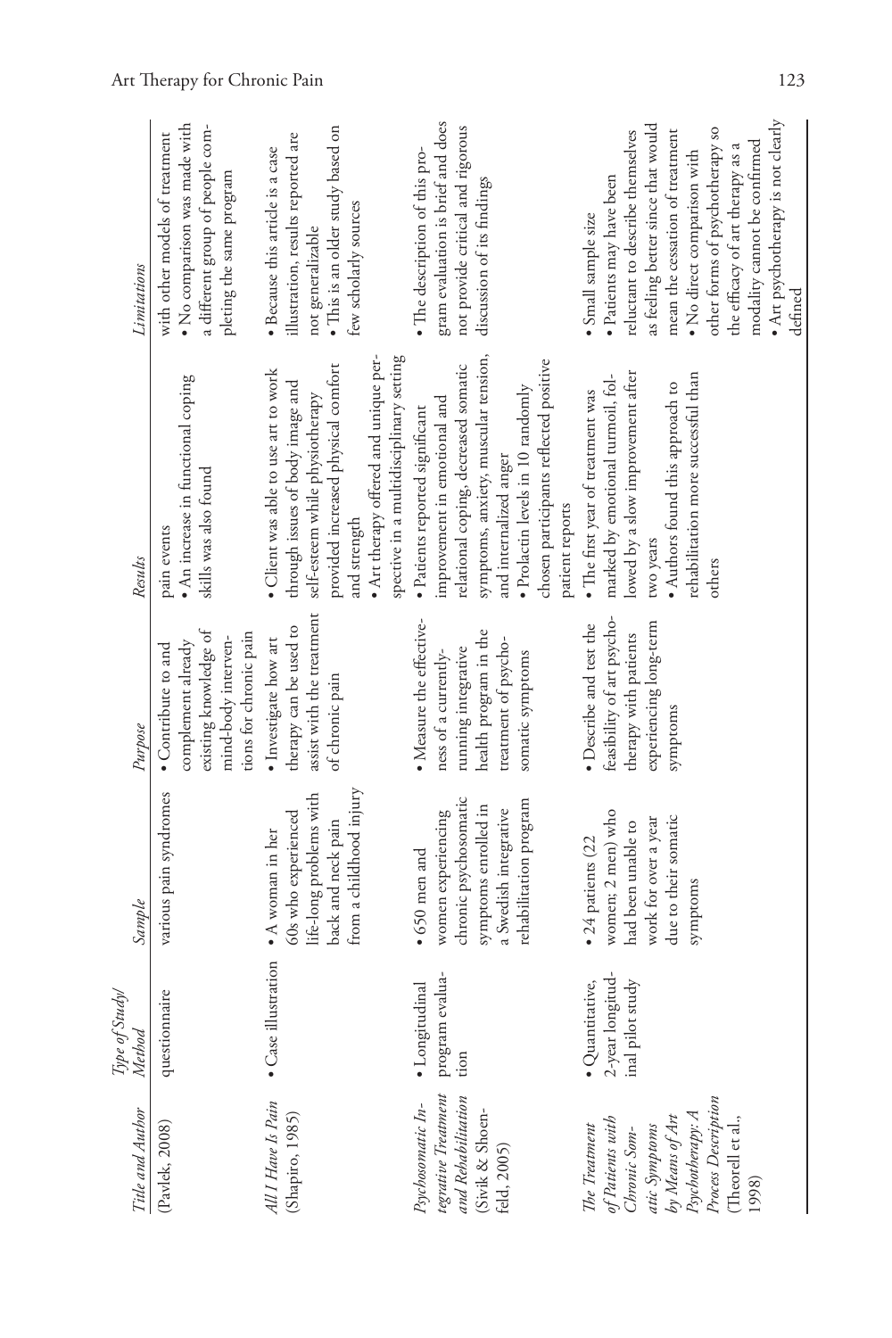| Title and Author | Type of Study/ Method | Sample | Purpose | Results | Limitations |
|---|---|---|---|---|---|
| (Pavlek, 2008) | questionnaire | various pain syndromes | • Contribute to and complement already existing knowledge of mind-body interventions for chronic pain | pain events<br>• An increase in functional coping skills was also found | with other models of treatment<br>• No comparison was made with a different group of people completing the same program |
| *All I Have Is Pain* (Shapiro, 1985) | • Case illustration | • A woman in her 60s who experienced life-long problems with back and neck pain from a childhood injury | • Investigate how art therapy can be used to assist with the treatment of chronic pain | • Client was able to use art to work through issues of body image and self-esteem while physiotherapy provided increased physical comfort and strength<br>• Art therapy offered and unique perspective in a multidisciplinary setting | • Because this article is a case illustration, results reported are not generalizable<br>• This is an older study based on few scholarly sources |
| *Psychosomatic Integrative Treatment and Rehabilitation* (Sivik & Schoenfeld, 2005) | • Longitudinal program evaluation | • 650 men and women experiencing chronic psychosomatic symptoms enrolled in a Swedish integrative rehabilitation program | • Measure the effectiveness of a currently-running integrative health program in the treatment of psychosomatic symptoms | • Patients reported significant improvement in emotional and relational coping, decreased somatic symptoms, anxiety, muscular tension, and internalized anger<br>• Prolactin levels in 10 randomly chosen participants reflected positive patient reports | • The description of this program evaluation is brief and does not provide critical and rigorous discussion of its findings |
| *The Treatment of Patients with Chronic Somatic Symptoms by Means of Art Psychotherapy: A Process Description* (Theorell et al., 1998) | • Quantitative, 2-year longitudinal pilot study | • 24 patients (22 women; 2 men) who had been unable to work for over a year due to their somatic symptoms | • Describe and test the feasibility of art psychotherapy with patients experiencing long-term symptoms | • The first year of treatment was marked by emotional turmoil, followed by a slow improvement after two years<br>• Authors found this approach to rehabilitation more successful than others | • Small sample size<br>• Patients may have been reluctant to describe themselves as feeling better since that would mean the cessation of treatment<br>• No direct comparison with other forms of psychotherapy so the efficacy of art therapy as a modality cannot be confirmed<br>• Art psychotherapy is not clearly defined |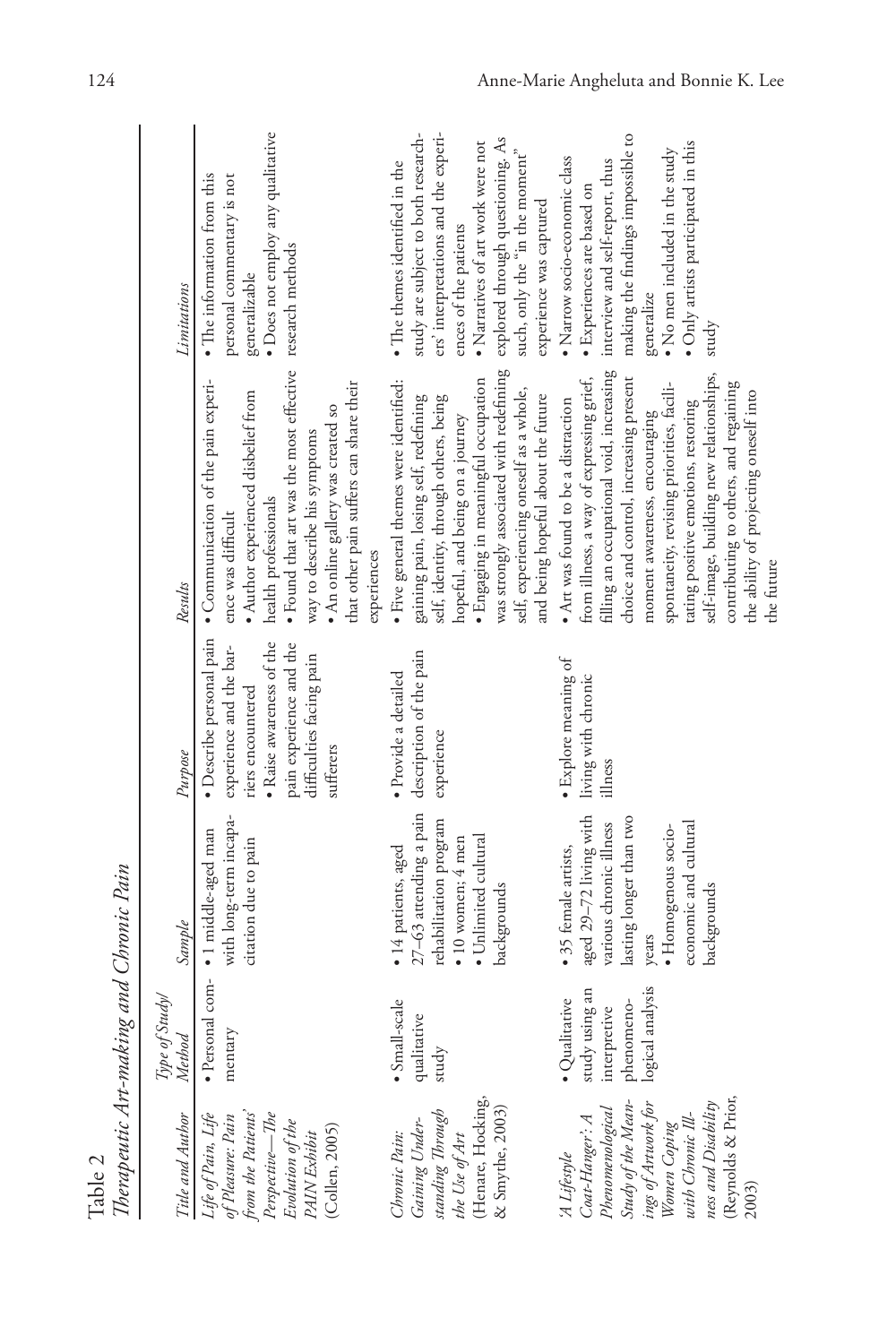Table 2

*Therapeutic Art-making and Chronic Pain*

| *Title and Author* | *Type of Study/ Method* | *Sample* | *Purpose* | *Results* | *Limitations* |
|---|---|---|---|---|---|
| *Life of Pain, Life of Pleasure: Pain from the Patients' Perspective—The Evolution of the PAIN Exhibit* (Collen, 2005) | • Personal commentary | • 1 middle-aged man with long-term incapacitation due to pain | • Describe personal pain experience and the barriers encountered • Raise awareness of the pain experience and the difficulties facing pain sufferers | • Communication of the pain experience was difficult • Author experienced disbelief from health professionals • Found that art was the most effective way to describe his symptoms • An online gallery was created so that other pain suffers can share their experiences | • The information from this personal commentary is not generalizable • Does not employ any qualitative research methods |
| *Chronic Pain: Gaining Understanding Through the Use of Art* (Henare, Hocking, & Smythe, 2003) | • Small-scale qualitative study | • 14 patients, aged 27–63 attending a pain rehabilitation program • 10 women; 4 men • Unlimited cultural backgrounds | • Provide a detailed description of the pain experience | • Five general themes were identified: gaining pain, losing self, redefining self, identity, through others, being hopeful, and being on a journey • Engaging in meaningful occupation was strongly associated with redefining self, experiencing oneself as a whole, and being hopeful about the future | • The themes identified in the study are subject to both researchers' interpretations and the experiences of the patients • Narratives of art work were not explored through questioning. As such, only the "in the moment" experience was captured |
| *'A Lifestyle Coat-Hanger': A Phenomenological Study of the Meanings of Artwork for Women Coping with Chronic Illness and Disability* (Reynolds & Prior, 2003) | • Qualitative study using an interpretive phenomenological analysis | • 35 female artists, aged 29–72 living with various chronic illness lasting longer than two years • Homogenous socio-economic and cultural backgrounds | • Explore meaning of living with chronic illness | • Art was found to be a distraction from illness, a way of expressing grief, filling an occupational void, increasing choice and control, increasing present moment awareness, encouraging spontaneity, revising priorities, facilitating positive emotions, restoring self-image, building new relationships, contributing to others, and regaining the ability of projecting oneself into the future | • Narrow socio-economic class • Experiences are based on interview and self-report, thus making the findings impossible to generalize • No men included in the study • Only artists participated in this study |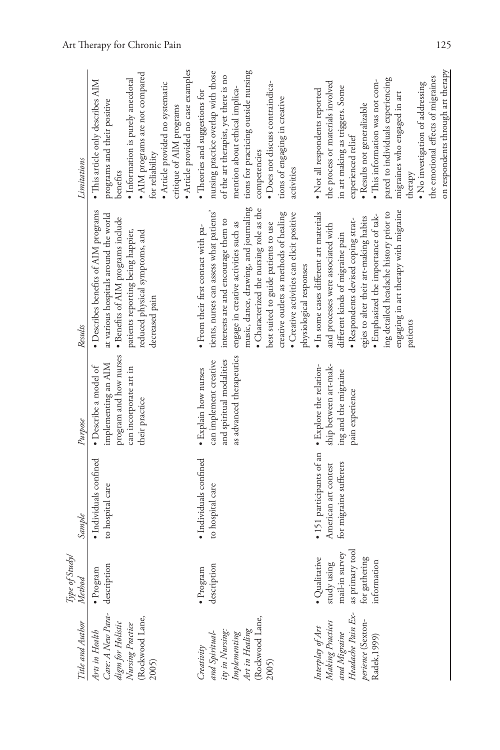| Title and Author | Type of Study/ Method | Sample | Purpose | Results | Limitations |
|---|---|---|---|---|---|
| *Arts in Health Care: A New Paradigm for Holistic Nursing Practice* (Rockwood Lane, 2005) | • Program description | • Individuals confined to hospital care | • Describe a model of implementing an AIM program and how nurses can incorporate art in their practice | • Describes benefits of AIM programs at various hospitals around the world • Benefits of AIM programs include patients reporting being happier, reduced physical symptoms, and decreased pain | • This article only describes AIM programs and their positive benefits • Information is purely anecdotal • AIM programs are not compared for reliability • Article provided no systematic critique of AIM programs • Article provided no case examples |
| *Creativity and Spirituality in Nursing: Implementing Art in Healing* (Rockwood Lane, 2005) | • Program description | • Individuals confined to hospital care | • Explain how nurses can implement creative and spiritual modalities as advanced therapeutics | • From their first contact with patients, nurses can assess what patients' interests are and encourage them to engage in creative activities such as music, dance, drawing, and journaling • Characterized the nursing role as the best suited to guide patients to use creative outlets as methods of healing • Creative activities can elicit positive physiological responses | • Theories and suggestions for nursing practice overlap with those of the art therapist, yet there is no mention about ethical implications for practicing outside nursing competencies • Does not discuss contraindications of engaging in creative activities |
| *Interplay of Art Making Practices and Migraine Headache Pain Experience* (Sexton-Radek,1999) | • Qualitative study using mail-in survey as primary tool for gathering information | • 151 participants of an American art contest for migraine sufferers | • Explore the relationship between art-making and the migraine pain experience | • In some cases different art materials and processes were associated with different kinds of migraine pain • Respondents devised coping strategies to alter their art-making habits • Emphasized the importance of taking detailed headache history prior to engaging in art therapy with migraine patients | • Not all respondents reported the process or materials involved in art making as triggers. Some experienced relief • Results not generalizable • This information was not compared to individuals experiencing migraines who engaged in art therapy • No investigation of addressing the emotional effects of migraines on respondents through art therapy |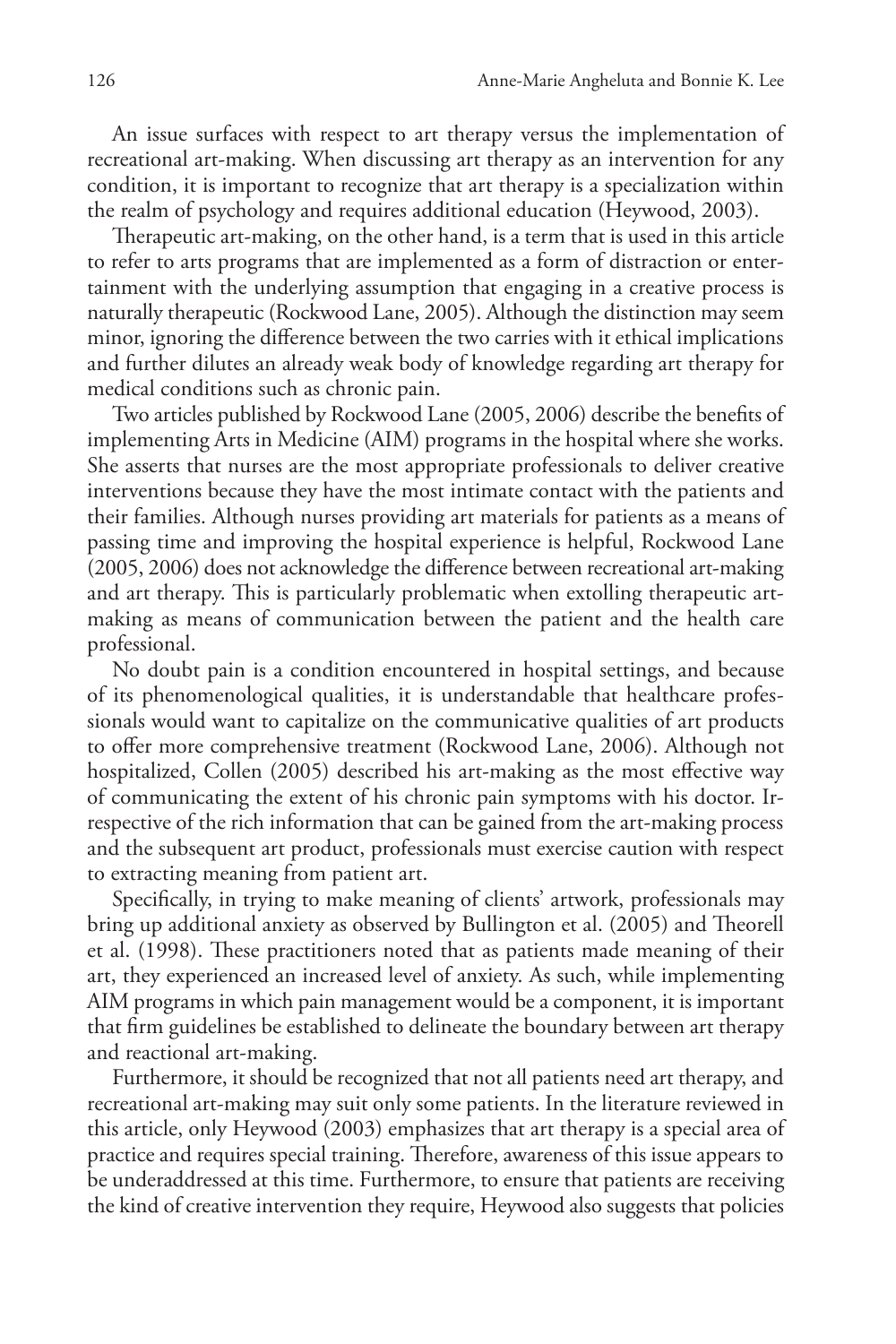An issue surfaces with respect to art therapy versus the implementation of recreational art-making. When discussing art therapy as an intervention for any condition, it is important to recognize that art therapy is a specialization within the realm of psychology and requires additional education (Heywood, 2003).

Therapeutic art-making, on the other hand, is a term that is used in this article to refer to arts programs that are implemented as a form of distraction or entertainment with the underlying assumption that engaging in a creative process is naturally therapeutic (Rockwood Lane, 2005). Although the distinction may seem minor, ignoring the difference between the two carries with it ethical implications and further dilutes an already weak body of knowledge regarding art therapy for medical conditions such as chronic pain.

Two articles published by Rockwood Lane (2005, 2006) describe the benefits of implementing Arts in Medicine (AIM) programs in the hospital where she works. She asserts that nurses are the most appropriate professionals to deliver creative interventions because they have the most intimate contact with the patients and their families. Although nurses providing art materials for patients as a means of passing time and improving the hospital experience is helpful, Rockwood Lane (2005, 2006) does not acknowledge the difference between recreational art-making and art therapy. This is particularly problematic when extolling therapeutic art-making as means of communication between the patient and the health care professional.

No doubt pain is a condition encountered in hospital settings, and because of its phenomenological qualities, it is understandable that healthcare professionals would want to capitalize on the communicative qualities of art products to offer more comprehensive treatment (Rockwood Lane, 2006). Although not hospitalized, Collen (2005) described his art-making as the most effective way of communicating the extent of his chronic pain symptoms with his doctor. Irrespective of the rich information that can be gained from the art-making process and the subsequent art product, professionals must exercise caution with respect to extracting meaning from patient art.

Specifically, in trying to make meaning of clients' artwork, professionals may bring up additional anxiety as observed by Bullington et al. (2005) and Theorell et al. (1998). These practitioners noted that as patients made meaning of their art, they experienced an increased level of anxiety. As such, while implementing AIM programs in which pain management would be a component, it is important that firm guidelines be established to delineate the boundary between art therapy and reactional art-making.

Furthermore, it should be recognized that not all patients need art therapy, and recreational art-making may suit only some patients. In the literature reviewed in this article, only Heywood (2003) emphasizes that art therapy is a special area of practice and requires special training. Therefore, awareness of this issue appears to be underaddressed at this time. Furthermore, to ensure that patients are receiving the kind of creative intervention they require, Heywood also suggests that policies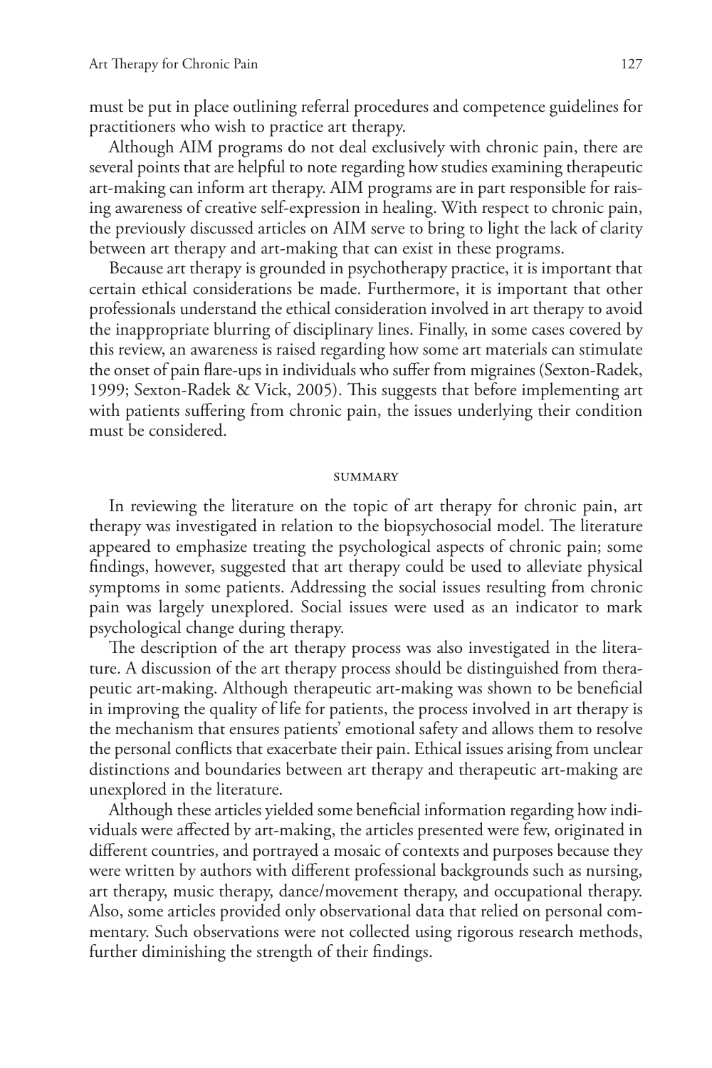must be put in place outlining referral procedures and competence guidelines for practitioners who wish to practice art therapy.

Although AIM programs do not deal exclusively with chronic pain, there are several points that are helpful to note regarding how studies examining therapeutic art-making can inform art therapy. AIM programs are in part responsible for raising awareness of creative self-expression in healing. With respect to chronic pain, the previously discussed articles on AIM serve to bring to light the lack of clarity between art therapy and art-making that can exist in these programs.

Because art therapy is grounded in psychotherapy practice, it is important that certain ethical considerations be made. Furthermore, it is important that other professionals understand the ethical consideration involved in art therapy to avoid the inappropriate blurring of disciplinary lines. Finally, in some cases covered by this review, an awareness is raised regarding how some art materials can stimulate the onset of pain flare-ups in individuals who suffer from migraines (Sexton-Radek, 1999; Sexton-Radek & Vick, 2005). This suggests that before implementing art with patients suffering from chronic pain, the issues underlying their condition must be considered.

## SUMMARY

In reviewing the literature on the topic of art therapy for chronic pain, art therapy was investigated in relation to the biopsychosocial model. The literature appeared to emphasize treating the psychological aspects of chronic pain; some findings, however, suggested that art therapy could be used to alleviate physical symptoms in some patients. Addressing the social issues resulting from chronic pain was largely unexplored. Social issues were used as an indicator to mark psychological change during therapy.

The description of the art therapy process was also investigated in the literature. A discussion of the art therapy process should be distinguished from therapeutic art-making. Although therapeutic art-making was shown to be beneficial in improving the quality of life for patients, the process involved in art therapy is the mechanism that ensures patients' emotional safety and allows them to resolve the personal conflicts that exacerbate their pain. Ethical issues arising from unclear distinctions and boundaries between art therapy and therapeutic art-making are unexplored in the literature.

Although these articles yielded some beneficial information regarding how individuals were affected by art-making, the articles presented were few, originated in different countries, and portrayed a mosaic of contexts and purposes because they were written by authors with different professional backgrounds such as nursing, art therapy, music therapy, dance/movement therapy, and occupational therapy. Also, some articles provided only observational data that relied on personal commentary. Such observations were not collected using rigorous research methods, further diminishing the strength of their findings.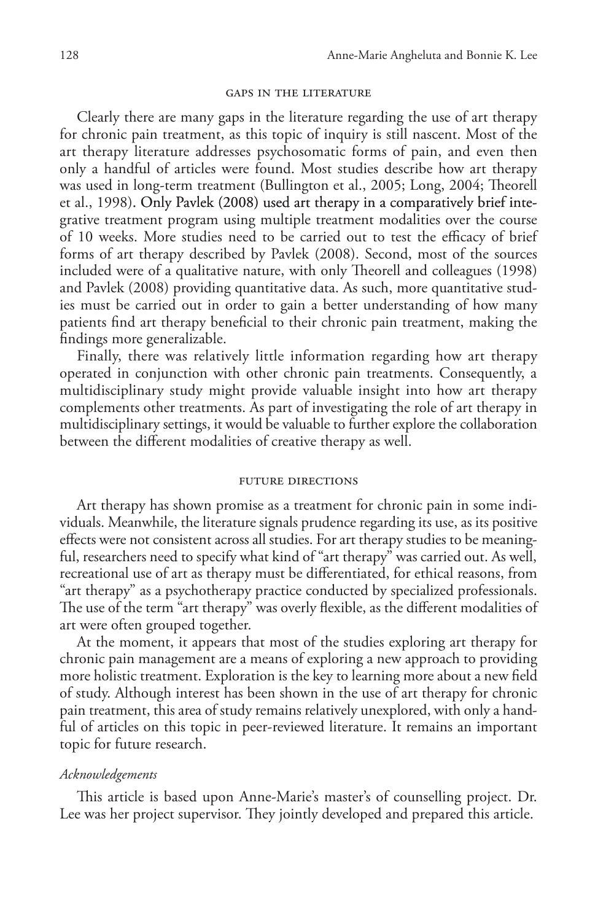## Gaps in the Literature

Clearly there are many gaps in the literature regarding the use of art therapy for chronic pain treatment, as this topic of inquiry is still nascent. Most of the art therapy literature addresses psychosomatic forms of pain, and even then only a handful of articles were found. Most studies describe how art therapy was used in long-term treatment (Bullington et al., 2005; Long, 2004; Theorell et al., 1998). Only Pavlek (2008) used art therapy in a comparatively brief integrative treatment program using multiple treatment modalities over the course of 10 weeks. More studies need to be carried out to test the efficacy of brief forms of art therapy described by Pavlek (2008). Second, most of the sources included were of a qualitative nature, with only Theorell and colleagues (1998) and Pavlek (2008) providing quantitative data. As such, more quantitative studies must be carried out in order to gain a better understanding of how many patients find art therapy beneficial to their chronic pain treatment, making the findings more generalizable.

Finally, there was relatively little information regarding how art therapy operated in conjunction with other chronic pain treatments. Consequently, a multidisciplinary study might provide valuable insight into how art therapy complements other treatments. As part of investigating the role of art therapy in multidisciplinary settings, it would be valuable to further explore the collaboration between the different modalities of creative therapy as well.

## Future Directions

Art therapy has shown promise as a treatment for chronic pain in some individuals. Meanwhile, the literature signals prudence regarding its use, as its positive effects were not consistent across all studies. For art therapy studies to be meaningful, researchers need to specify what kind of "art therapy" was carried out. As well, recreational use of art as therapy must be differentiated, for ethical reasons, from "art therapy" as a psychotherapy practice conducted by specialized professionals. The use of the term "art therapy" was overly flexible, as the different modalities of art were often grouped together.

At the moment, it appears that most of the studies exploring art therapy for chronic pain management are a means of exploring a new approach to providing more holistic treatment. Exploration is the key to learning more about a new field of study. Although interest has been shown in the use of art therapy for chronic pain treatment, this area of study remains relatively unexplored, with only a handful of articles on this topic in peer-reviewed literature. It remains an important topic for future research.

### *Acknowledgements*

This article is based upon Anne-Marie's master's of counselling project. Dr. Lee was her project supervisor. They jointly developed and prepared this article.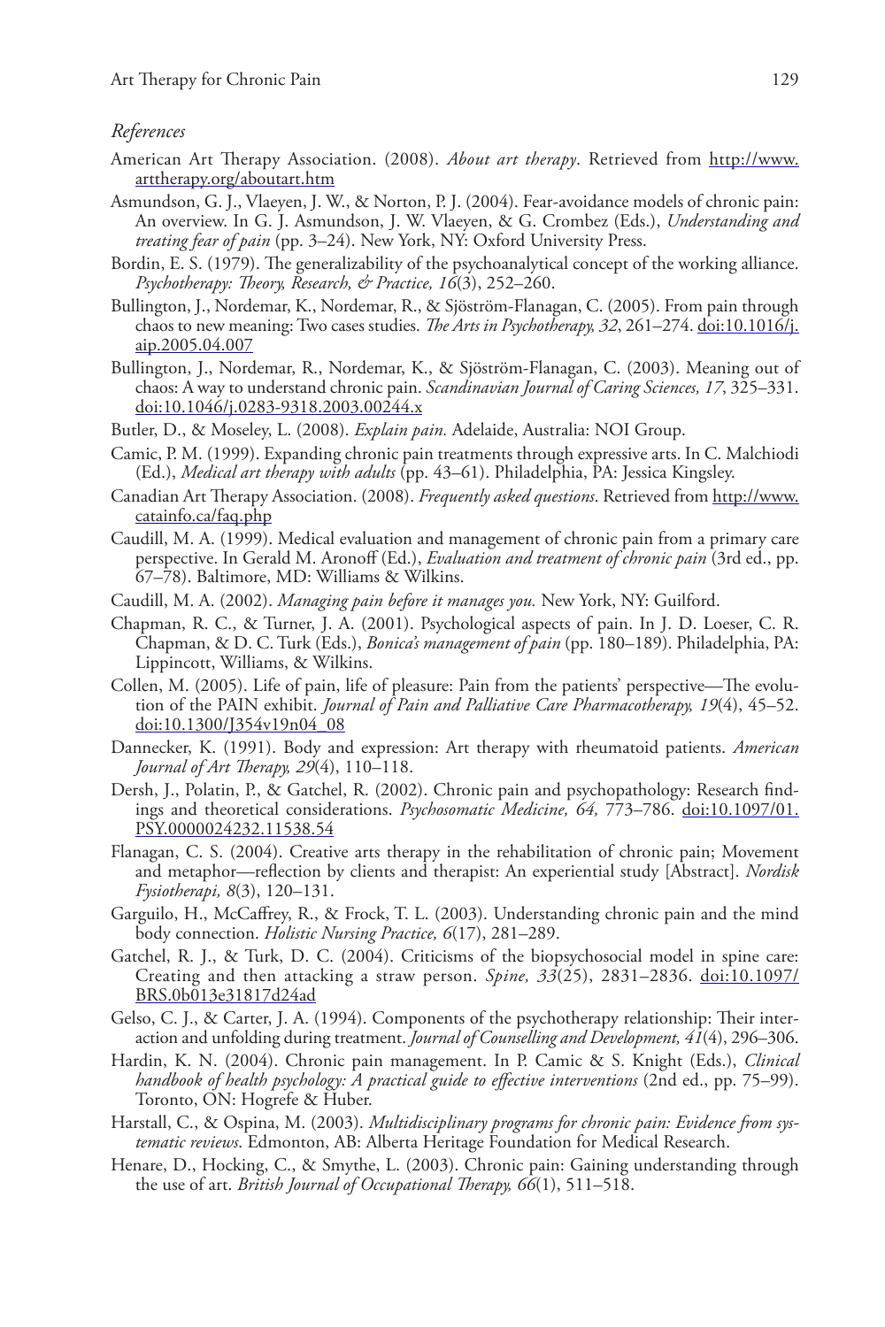*References*

American Art Therapy Association. (2008). *About art therapy*. Retrieved from http://www.arttherapy.org/aboutart.htm

Asmundson, G. J., Vlaeyen, J. W., & Norton, P. J. (2004). Fear-avoidance models of chronic pain: An overview. In G. J. Asmundson, J. W. Vlaeyen, & G. Crombez (Eds.), *Understanding and treating fear of pain* (pp. 3–24). New York, NY: Oxford University Press.

Bordin, E. S. (1979). The generalizability of the psychoanalytical concept of the working alliance. *Psychotherapy: Theory, Research, & Practice, 16*(3), 252–260.

Bullington, J., Nordemar, K., Nordemar, R., & Sjöström-Flanagan, C. (2005). From pain through chaos to new meaning: Two cases studies. *The Arts in Psychotherapy, 32*, 261–274. doi:10.1016/j.aip.2005.04.007

Bullington, J., Nordemar, R., Nordemar, K., & Sjöström-Flanagan, C. (2003). Meaning out of chaos: A way to understand chronic pain. *Scandinavian Journal of Caring Sciences, 17*, 325–331. doi:10.1046/j.0283-9318.2003.00244.x

Butler, D., & Moseley, L. (2008). *Explain pain.* Adelaide, Australia: NOI Group.

Camic, P. M. (1999). Expanding chronic pain treatments through expressive arts. In C. Malchiodi (Ed.), *Medical art therapy with adults* (pp. 43–61). Philadelphia, PA: Jessica Kingsley.

Canadian Art Therapy Association. (2008). *Frequently asked questions*. Retrieved from http://www.catainfo.ca/faq.php

Caudill, M. A. (1999). Medical evaluation and management of chronic pain from a primary care perspective. In Gerald M. Aronoff (Ed.), *Evaluation and treatment of chronic pain* (3rd ed., pp. 67–78). Baltimore, MD: Williams & Wilkins.

Caudill, M. A. (2002). *Managing pain before it manages you.* New York, NY: Guilford.

Chapman, R. C., & Turner, J. A. (2001). Psychological aspects of pain. In J. D. Loeser, C. R. Chapman, & D. C. Turk (Eds.), *Bonica's management of pain* (pp. 180–189). Philadelphia, PA: Lippincott, Williams, & Wilkins.

Collen, M. (2005). Life of pain, life of pleasure: Pain from the patients' perspective—The evolution of the PAIN exhibit. *Journal of Pain and Palliative Care Pharmacotherapy, 19*(4), 45–52. doi:10.1300/J354v19n04_08

Dannecker, K. (1991). Body and expression: Art therapy with rheumatoid patients. *American Journal of Art Therapy, 29*(4), 110–118.

Dersh, J., Polatin, P., & Gatchel, R. (2002). Chronic pain and psychopathology: Research findings and theoretical considerations. *Psychosomatic Medicine, 64,* 773–786. doi:10.1097/01.PSY.0000024232.11538.54

Flanagan, C. S. (2004). Creative arts therapy in the rehabilitation of chronic pain; Movement and metaphor—reflection by clients and therapist: An experiential study [Abstract]. *Nordisk Fysiotherapi, 8*(3), 120–131.

Garguilo, H., McCaffrey, R., & Frock, T. L. (2003). Understanding chronic pain and the mind body connection. *Holistic Nursing Practice, 6*(17), 281–289.

Gatchel, R. J., & Turk, D. C. (2004). Criticisms of the biopsychosocial model in spine care: Creating and then attacking a straw person. *Spine, 33*(25), 2831–2836. doi:10.1097/BRS.0b013e31817d24ad

Gelso, C. J., & Carter, J. A. (1994). Components of the psychotherapy relationship: Their interaction and unfolding during treatment. *Journal of Counselling and Development, 41*(4), 296–306.

Hardin, K. N. (2004). Chronic pain management. In P. Camic & S. Knight (Eds.), *Clinical handbook of health psychology: A practical guide to effective interventions* (2nd ed., pp. 75–99). Toronto, ON: Hogrefe & Huber.

Harstall, C., & Ospina, M. (2003). *Multidisciplinary programs for chronic pain: Evidence from systematic reviews*. Edmonton, AB: Alberta Heritage Foundation for Medical Research.

Henare, D., Hocking, C., & Smythe, L. (2003). Chronic pain: Gaining understanding through the use of art. *British Journal of Occupational Therapy, 66*(1), 511–518.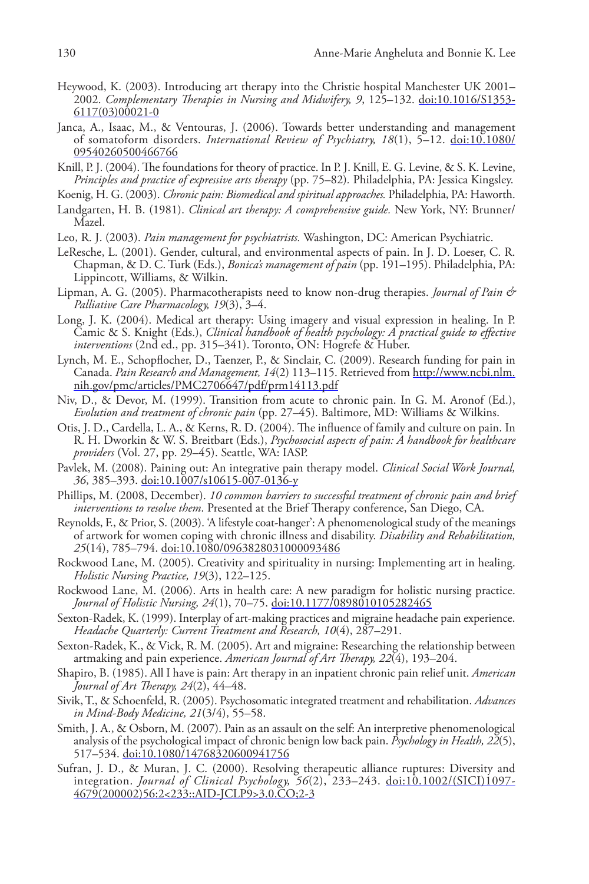Heywood, K. (2003). Introducing art therapy into the Christie hospital Manchester UK 2001–2002. *Complementary Therapies in Nursing and Midwifery, 9*, 125–132. doi:10.1016/S1353-6117(03)00021-0

Janca, A., Isaac, M., & Ventouras, J. (2006). Towards better understanding and management of somatoform disorders. *International Review of Psychiatry, 18*(1), 5–12. doi:10.1080/09540260500466766

Knill, P. J. (2004). The foundations for theory of practice. In P. J. Knill, E. G. Levine, & S. K. Levine, *Principles and practice of expressive arts therapy* (pp. 75–82). Philadelphia, PA: Jessica Kingsley.

Koenig, H. G. (2003). *Chronic pain: Biomedical and spiritual approaches.* Philadelphia, PA: Haworth.

Landgarten, H. B. (1981). *Clinical art therapy: A comprehensive guide.* New York, NY: Brunner/Mazel.

Leo, R. J. (2003). *Pain management for psychiatrists.* Washington, DC: American Psychiatric.

LeResche, L. (2001). Gender, cultural, and environmental aspects of pain. In J. D. Loeser, C. R. Chapman, & D. C. Turk (Eds.), *Bonica's management of pain* (pp. 191–195). Philadelphia, PA: Lippincott, Williams, & Wilkin.

Lipman, A. G. (2005). Pharmacotherapists need to know non-drug therapies. *Journal of Pain & Palliative Care Pharmacology, 19*(3), 3–4.

Long, J. K. (2004). Medical art therapy: Using imagery and visual expression in healing. In P. Camic & S. Knight (Eds.), *Clinical handbook of health psychology: A practical guide to effective interventions* (2nd ed., pp. 315–341). Toronto, ON: Hogrefe & Huber.

Lynch, M. E., Schopflocher, D., Taenzer, P., & Sinclair, C. (2009). Research funding for pain in Canada. *Pain Research and Management, 14*(2) 113–115. Retrieved from http://www.ncbi.nlm.nih.gov/pmc/articles/PMC2706647/pdf/prm14113.pdf

Niv, D., & Devor, M. (1999). Transition from acute to chronic pain. In G. M. Aronof (Ed.), *Evolution and treatment of chronic pain* (pp. 27–45). Baltimore, MD: Williams & Wilkins.

Otis, J. D., Cardella, L. A., & Kerns, R. D. (2004). The influence of family and culture on pain. In R. H. Dworkin & W. S. Breitbart (Eds.), *Psychosocial aspects of pain: A handbook for healthcare providers* (Vol. 27, pp. 29–45). Seattle, WA: IASP.

Pavlek, M. (2008). Paining out: An integrative pain therapy model. *Clinical Social Work Journal, 36*, 385–393. doi:10.1007/s10615-007-0136-y

Phillips, M. (2008, December). *10 common barriers to successful treatment of chronic pain and brief interventions to resolve them.* Presented at the Brief Therapy conference, San Diego, CA.

Reynolds, F., & Prior, S. (2003). 'A lifestyle coat-hanger': A phenomenological study of the meanings of artwork for women coping with chronic illness and disability. *Disability and Rehabilitation, 25*(14), 785–794. doi:10.1080/0963828031000093486

Rockwood Lane, M. (2005). Creativity and spirituality in nursing: Implementing art in healing. *Holistic Nursing Practice, 19*(3), 122–125.

Rockwood Lane, M. (2006). Arts in health care: A new paradigm for holistic nursing practice. *Journal of Holistic Nursing, 24*(1), 70–75. doi:10.1177/0898010105282465

Sexton-Radek, K. (1999). Interplay of art-making practices and migraine headache pain experience. *Headache Quarterly: Current Treatment and Research, 10*(4), 287–291.

Sexton-Radek, K., & Vick, R. M. (2005). Art and migraine: Researching the relationship between artmaking and pain experience. *American Journal of Art Therapy, 22*(4), 193–204.

Shapiro, B. (1985). All I have is pain: Art therapy in an inpatient chronic pain relief unit. *American Journal of Art Therapy, 24*(2), 44–48.

Sivik, T., & Schoenfeld, R. (2005). Psychosomatic integrated treatment and rehabilitation. *Advances in Mind-Body Medicine, 21*(3/4), 55–58.

Smith, J. A., & Osborn, M. (2007). Pain as an assault on the self: An interpretive phenomenological analysis of the psychological impact of chronic benign low back pain. *Psychology in Health, 22*(5), 517–534. doi:10.1080/14768320600941756

Sufran, J. D., & Muran, J. C. (2000). Resolving therapeutic alliance ruptures: Diversity and integration. *Journal of Clinical Psychology, 56*(2), 233–243. doi:10.1002/(SICI)1097-4679(200002)56:2<233::AID-JCLP9>3.0.CO;2-3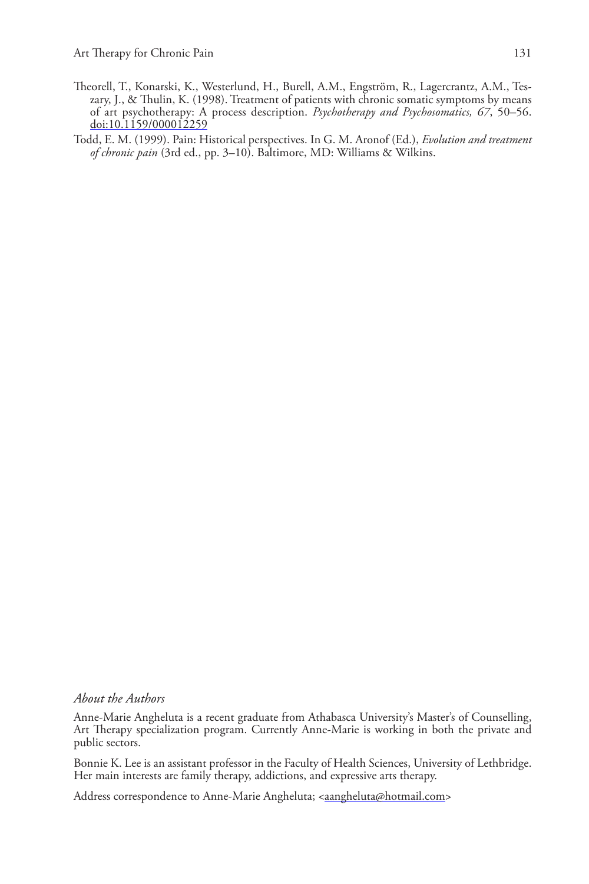Theorell, T., Konarski, K., Westerlund, H., Burell, A.M., Engström, R., Lagercrantz, A.M., Teszary, J., & Thulin, K. (1998). Treatment of patients with chronic somatic symptoms by means of art psychotherapy: A process description. *Psychotherapy and Psychosomatics, 67*, 50–56. doi:10.1159/000012259

Todd, E. M. (1999). Pain: Historical perspectives. In G. M. Aronof (Ed.), *Evolution and treatment of chronic pain* (3rd ed., pp. 3–10). Baltimore, MD: Williams & Wilkins.

*About the Authors*

Anne-Marie Angheluta is a recent graduate from Athabasca University's Master's of Counselling, Art Therapy specialization program. Currently Anne-Marie is working in both the private and public sectors.

Bonnie K. Lee is an assistant professor in the Faculty of Health Sciences, University of Lethbridge. Her main interests are family therapy, addictions, and expressive arts therapy.

Address correspondence to Anne-Marie Angheluta; <aangheluta@hotmail.com>